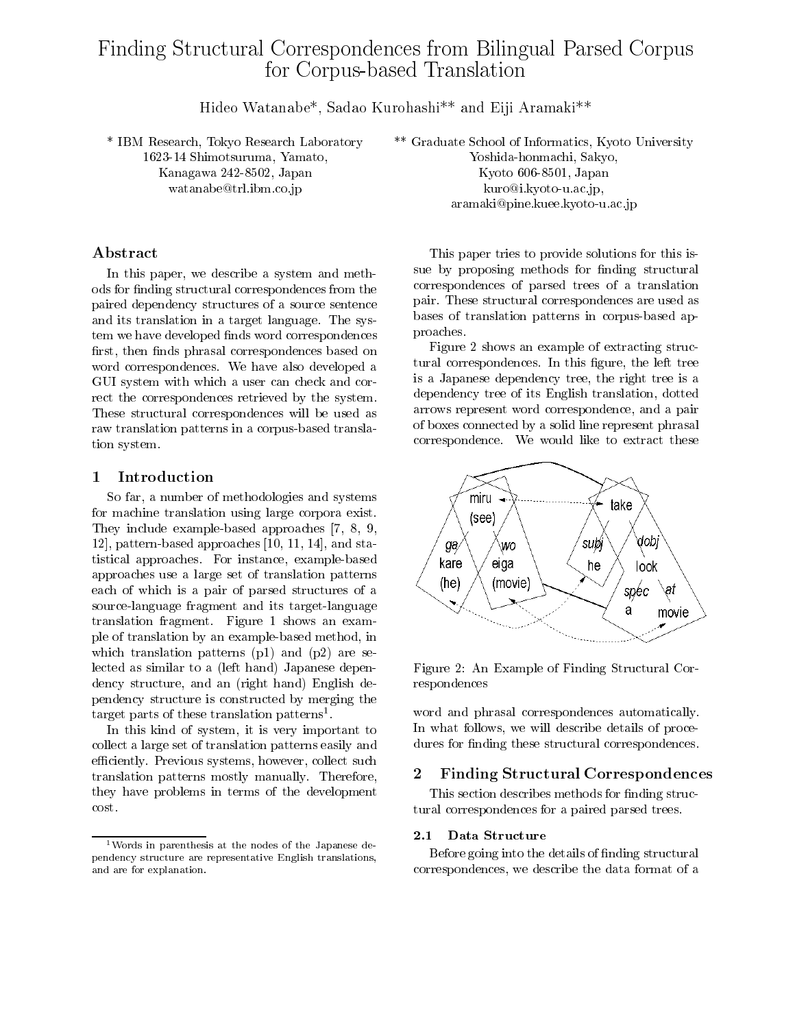# Finding Structural Correspondences from Bilingual Parsed Corpus for Corpus-based Translation

Hideo Watanabe*, Sadao Kurohashi** and Eiji Aramaki**

\* IBM Research, Tokyo Research Laboratory
1623-14 Shimotsuruma, Yamato,
Kanagawa 242-8502, Japan
watanabe@trl.ibm.co.jp

\*\* Graduate School of Informatics, Kyoto University
Yoshida-honmachi, Sakyo,
Kyoto 606-8501, Japan
kuro@i.kyoto-u.ac.jp,
aramaki@pine.kuee.kyoto-u.ac.jp

## Abstract

In this paper, we describe a system and methods for finding structural correspondences from the paired dependency structures of a source sentence and its translation in a target language. The system we have developed finds word correspondences first, then finds phrasal correspondences based on word correspondences. We have also developed a GUI system with which a user can check and correct the correspondences retrieved by the system. These structural correspondences will be used as raw translation patterns in a corpus-based translation system.

## 1 Introduction

So far, a number of methodologies and systems for machine translation using large corpora exist. They include example-based approaches [7, 8, 9, 12], pattern-based approaches [10, 11, 14], and statistical approaches. For instance, example-based approaches use a large set of translation patterns each of which is a pair of parsed structures of a source-language fragment and its target-language translation fragment. Figure 1 shows an example of translation by an example-based method, in which translation patterns (p1) and (p2) are selected as similar to a (left hand) Japanese dependency structure, and an (right hand) English dependency structure is constructed by merging the target parts of these translation patterns[1].

In this kind of system, it is very important to collect a large set of translation patterns easily and efficiently. Previous systems, however, collect such translation patterns mostly manually. Therefore, they have problems in terms of the development cost.

[1] Words in parenthesis at the nodes of the Japanese dependency structure are representative English translations, and are for explanation.

This paper tries to provide solutions for this issue by proposing methods for finding structural correspondences of parsed trees of a translation pair. These structural correspondences are used as bases of translation patterns in corpus-based approaches.

Figure 2 shows an example of extracting structural correspondences. In this figure, the left tree is a Japanese dependency tree, the right tree is a dependency tree of its English translation, dotted arrows represent word correspondence, and a pair of boxes connected by a solid line represent phrasal correspondence. We would like to extract these

Figure 2: An Example of Finding Structural Correspondences

word and phrasal correspondences automatically. In what follows, we will describe details of procedures for finding these structural correspondences.

## 2 Finding Structural Correspondences

This section describes methods for finding structural correspondences for a paired parsed trees.

### 2.1 Data Structure

Before going into the details of finding structural correspondences, we describe the data format of a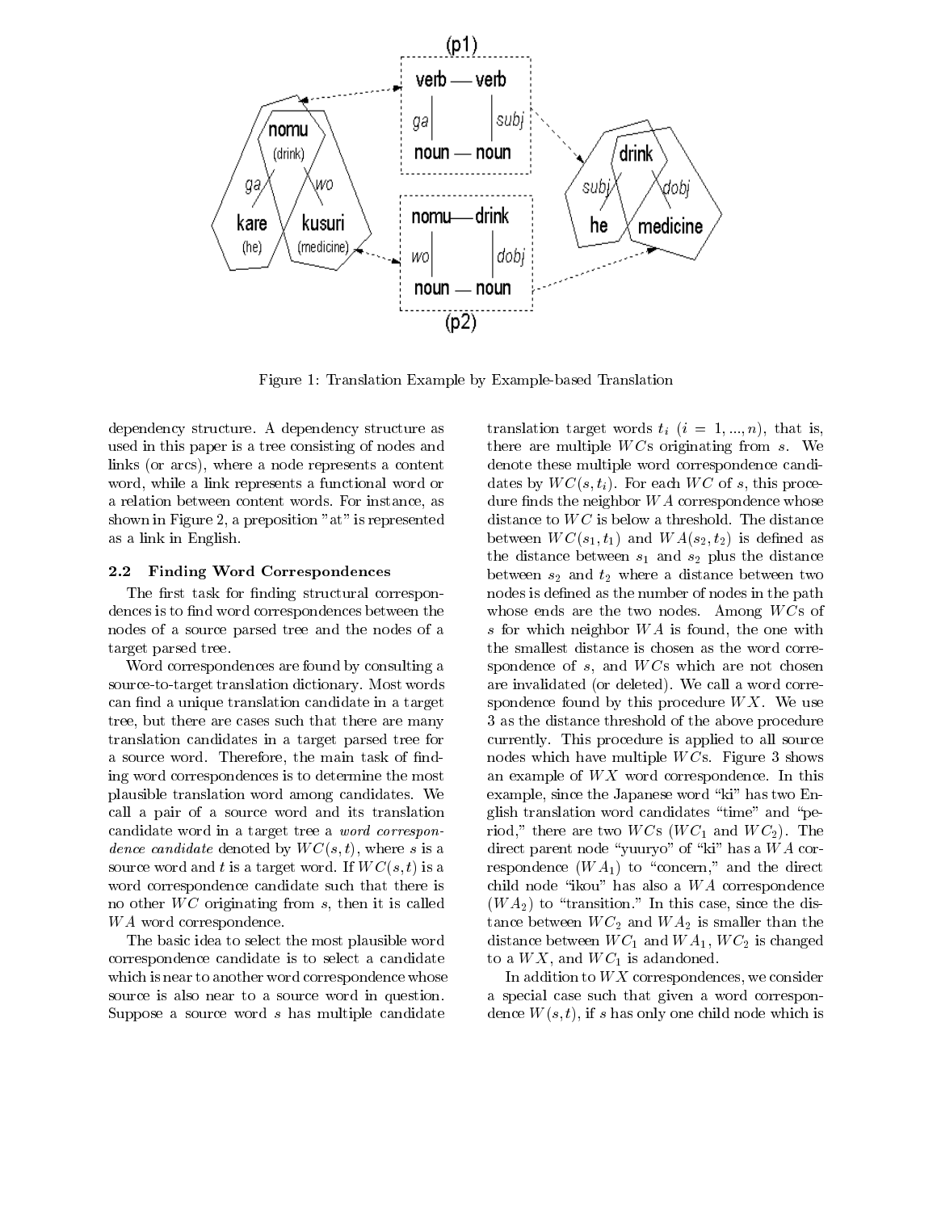Figure 1: Translation Example by Example-based Translation

dependency structure. A dependency structure as used in this paper is a tree consisting of nodes and links (or arcs), where a node represents a content word, while a link represents a functional word or a relation between content words. For instance, as shown in Figure 2, a preposition "at" is represented as a link in English.

### 2.2 Finding Word Correspondences

The first task for finding structural correspondences is to find word correspondences between the nodes of a source parsed tree and the nodes of a target parsed tree.

Word correspondences are found by consulting a source-to-target translation dictionary. Most words can find a unique translation candidate in a target tree, but there are cases such that there are many translation candidates in a target parsed tree for a source word. Therefore, the main task of finding word correspondences is to determine the most plausible translation word among candidates. We call a pair of a source word and its translation candidate word in a target tree a *word correspondence candidate* denoted by $WC(s,t)$, where $s$ is a source word and $t$ is a target word. If $WC(s,t)$ is a word correspondence candidate such that there is no other $WC$ originating from $s$, then it is called $WA$ word correspondence.

The basic idea to select the most plausible word correspondence candidate is to select a candidate which is near to another word correspondence whose source is also near to a source word in question. Suppose a source word $s$ has multiple candidate translation target words $t_i$ $(i = 1, ..., n)$, that is, there are multiple $WC$s originating from $s$. We denote these multiple word correspondence candidates by $WC(s, t_i)$. For each $WC$ of $s$, this procedure finds the neighbor $WA$ correspondence whose distance to $WC$ is below a threshold. The distance between $WC(s_1, t_1)$ and $WA(s_2, t_2)$ is defined as the distance between $s_1$ and $s_2$ plus the distance between $s_2$ and $t_2$ where a distance between two nodes is defined as the number of nodes in the path whose ends are the two nodes. Among $WC$s of $s$ for which neighbor $WA$ is found, the one with the smallest distance is chosen as the word correspondence of $s$, and $WC$s which are not chosen are invalidated (or deleted). We call a word correspondence found by this procedure $WX$. We use 3 as the distance threshold of the above procedure currently. This procedure is applied to all source nodes which have multiple $WC$s. Figure 3 shows an example of $WX$ word correspondence. In this example, since the Japanese word "ki" has two English translation word candidates "time" and "period," there are two $WC$s ($WC_1$ and $WC_2$). The direct parent node "yuuryo" of "ki" has a $WA$ correspondence ($WA_1$) to "concern," and the direct child node "ikou" has also a $WA$ correspondence ($WA_2$) to "transition." In this case, since the distance between $WC_2$ and $WA_2$ is smaller than the distance between $WC_1$ and $WA_1$, $WC_2$ is changed to a $WX$, and $WC_1$ is adandoned.

In addition to $WX$ correspondences, we consider a special case such that given a word correspondence $W(s,t)$, if $s$ has only one child node which is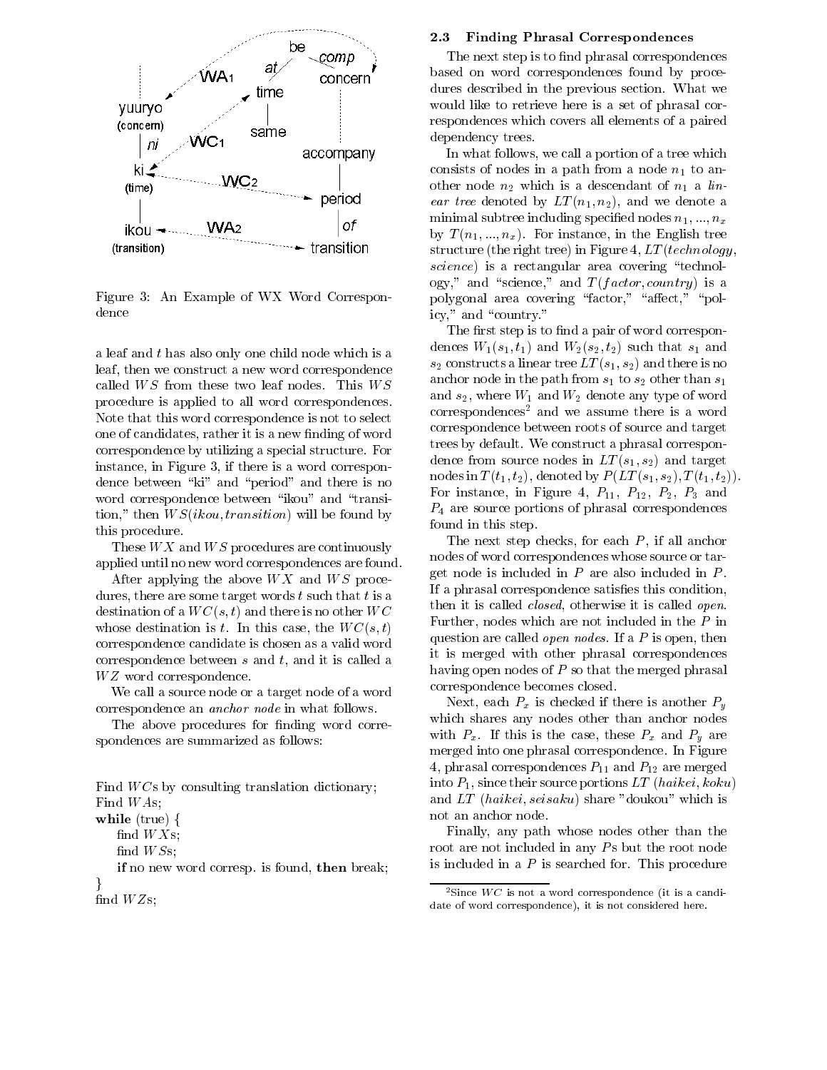Figure 3: An Example of WX Word Correspondence

a leaf and $t$ has also only one child node which is a leaf, then we construct a new word correspondence called $WS$ from these two leaf nodes. This $WS$ procedure is applied to all word correspondences. Note that this word correspondence is not to select one of candidates, rather it is a new finding of word correspondence by utilizing a special structure. For instance, in Figure 3, if there is a word correspondence between "ki" and "period" and there is no word correspondence between "ikou" and "transition," then $WS(ikou, transition)$ will be found by this procedure.

These $WX$ and $WS$ procedures are continuously applied until no new word correspondences are found.

After applying the above $WX$ and $WS$ procedures, there are some target words $t$ such that $t$ is a destination of a $WC(s, t)$ and there is no other $WC$ whose destination is $t$. In this case, the $WC(s, t)$ correspondence candidate is chosen as a valid word correspondence between $s$ and $t$, and it is called a $WZ$ word correspondence.

We call a source node or a target node of a word correspondence an *anchor node* in what follows.

The above procedures for finding word correspondences are summarized as follows:

```
Find WCs by consulting translation dictionary;
Find WAs;
while (true) {
    find WXs;
    find WSs;
    if no new word corresp. is found, then break;
}
find WZs;
```

### 2.3 Finding Phrasal Correspondences

The next step is to find phrasal correspondences based on word correspondences found by procedures described in the previous section. What we would like to retrieve here is a set of phrasal correspondences which covers all elements of a paired dependency trees.

In what follows, we call a portion of a tree which consists of nodes in a path from a node $n_1$ to another node $n_2$ which is a descendant of $n_1$ a *linear tree* denoted by $LT(n_1, n_2)$, and we denote a minimal subtree including specified nodes $n_1, ..., n_x$ by $T(n_1, ..., n_x)$. For instance, in the English tree structure (the right tree) in Figure 4, $LT(technology, science)$ is a rectangular area covering "technology," and "science," and $T(factor, country)$ is a polygonal area covering "factor," "affect," "policy," and "country."

The first step is to find a pair of word correspondences $W_1(s_1, t_1)$ and $W_2(s_2, t_2)$ such that $s_1$ and $s_2$ constructs a linear tree $LT(s_1, s_2)$ and there is no anchor node in the path from $s_1$ to $s_2$ other than $s_1$ and $s_2$, where $W_1$ and $W_2$ denote any type of word correspondences[2] and we assume there is a word correspondence between roots of source and target trees by default. We construct a phrasal correspondence from source nodes in $LT(s_1, s_2)$ and target nodes in $T(t_1, t_2)$, denoted by $P(LT(s_1, s_2), T(t_1, t_2))$. For instance, in Figure 4, $P_{11}$, $P_{12}$, $P_2$, $P_3$ and $P_4$ are source portions of phrasal correspondences found in this step.

The next step checks, for each $P$, if all anchor nodes of word correspondences whose source or target node is included in $P$ are also included in $P$. If a phrasal correspondence satisfies this condition, then it is called *closed*, otherwise it is called *open*. Further, nodes which are not included in the $P$ in question are called *open nodes*. If a $P$ is open, then it is merged with other phrasal correspondences having open nodes of $P$ so that the merged phrasal correspondence becomes closed.

Next, each $P_x$ is checked if there is another $P_y$ which shares any nodes other than anchor nodes with $P_x$. If this is the case, these $P_x$ and $P_y$ are merged into one phrasal correspondence. In Figure 4, phrasal correspondences $P_{11}$ and $P_{12}$ are merged into $P_1$, since their source portions $LT$ $(haikei, koku)$ and $LT$ $(haikei, seisaku)$ share "doukou" which is not an anchor node.

Finally, any path whose nodes other than the root are not included in any $P$s but the root node is included in a $P$ is searched for. This procedure

[2] Since $WC$ is not a word correspondence (it is a candidate of word correspondence), it is not considered here.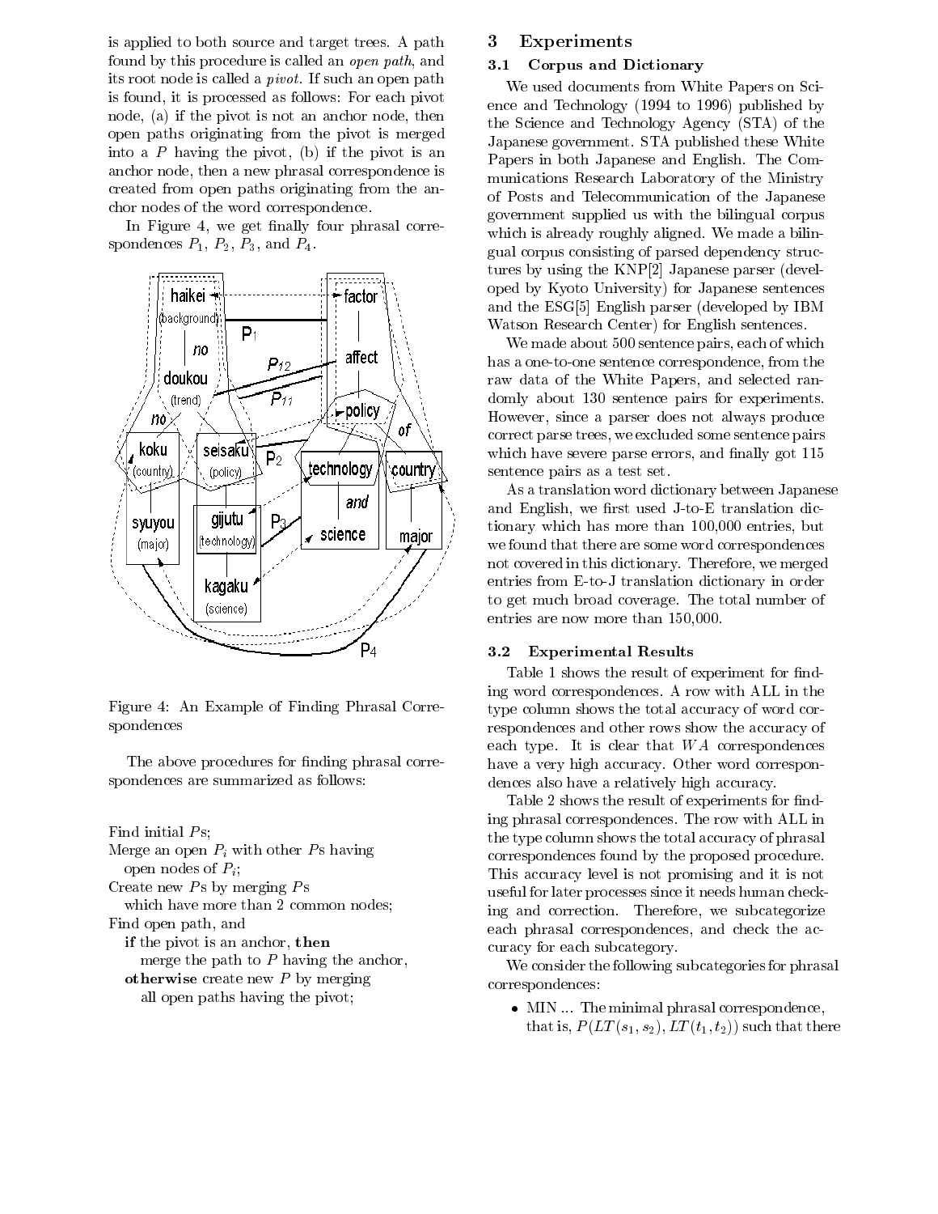is applied to both source and target trees. A path found by this procedure is called an *open path*, and its root node is called a *pivot*. If such an open path is found, it is processed as follows: For each pivot node, (a) if the pivot is not an anchor node, then open paths originating from the pivot is merged into a $P$ having the pivot, (b) if the pivot is an anchor node, then a new phrasal correspondence is created from open paths originating from the anchor nodes of the word correspondence.

In Figure 4, we get finally four phrasal correspondences $P_1$, $P_2$, $P_3$, and $P_4$.

Figure 4: An Example of Finding Phrasal Correspondences

The above procedures for finding phrasal correspondences are summarized as follows:

Find initial $P$s;
Merge an open $P_i$ with other $P$s having
  open nodes of $P_i$;
Create new $P$s by merging $P$s
  which have more than 2 common nodes;
Find open path, and
  **if** the pivot is an anchor, **then**
    merge the path to $P$ having the anchor,
  **otherwise** create new $P$ by merging
    all open paths having the pivot;

## 3 Experiments

### 3.1 Corpus and Dictionary

We used documents from White Papers on Science and Technology (1994 to 1996) published by the Science and Technology Agency (STA) of the Japanese government. STA published these White Papers in both Japanese and English. The Communications Research Laboratory of the Ministry of Posts and Telecommunication of the Japanese government supplied us with the bilingual corpus which is already roughly aligned. We made a bilingual corpus consisting of parsed dependency structures by using the KNP[2] Japanese parser (developed by Kyoto University) for Japanese sentences and the ESG[5] English parser (developed by IBM Watson Research Center) for English sentences.

We made about 500 sentence pairs, each of which has a one-to-one sentence correspondence, from the raw data of the White Papers, and selected randomly about 130 sentence pairs for experiments. However, since a parser does not always produce correct parse trees, we excluded some sentence pairs which have severe parse errors, and finally got 115 sentence pairs as a test set.

As a translation word dictionary between Japanese and English, we first used J-to-E translation dictionary which has more than 100,000 entries, but we found that there are some word correspondences not covered in this dictionary. Therefore, we merged entries from E-to-J translation dictionary in order to get much broad coverage. The total number of entries are now more than 150,000.

### 3.2 Experimental Results

Table 1 shows the result of experiment for finding word correspondences. A row with ALL in the type column shows the total accuracy of word correspondences and other rows show the accuracy of each type. It is clear that $WA$ correspondences have a very high accuracy. Other word correspondences also have a relatively high accuracy.

Table 2 shows the result of experiments for finding phrasal correspondences. The row with ALL in the type column shows the total accuracy of phrasal correspondences found by the proposed procedure. This accuracy level is not promising and it is not useful for later processes since it needs human checking and correction. Therefore, we subcategorize each phrasal correspondences, and check the accuracy for each subcategory.

We consider the following subcategories for phrasal correspondences:

- MIN ... The minimal phrasal correspondence, that is, $P(LT(s_1, s_2), LT(t_1, t_2))$ such that there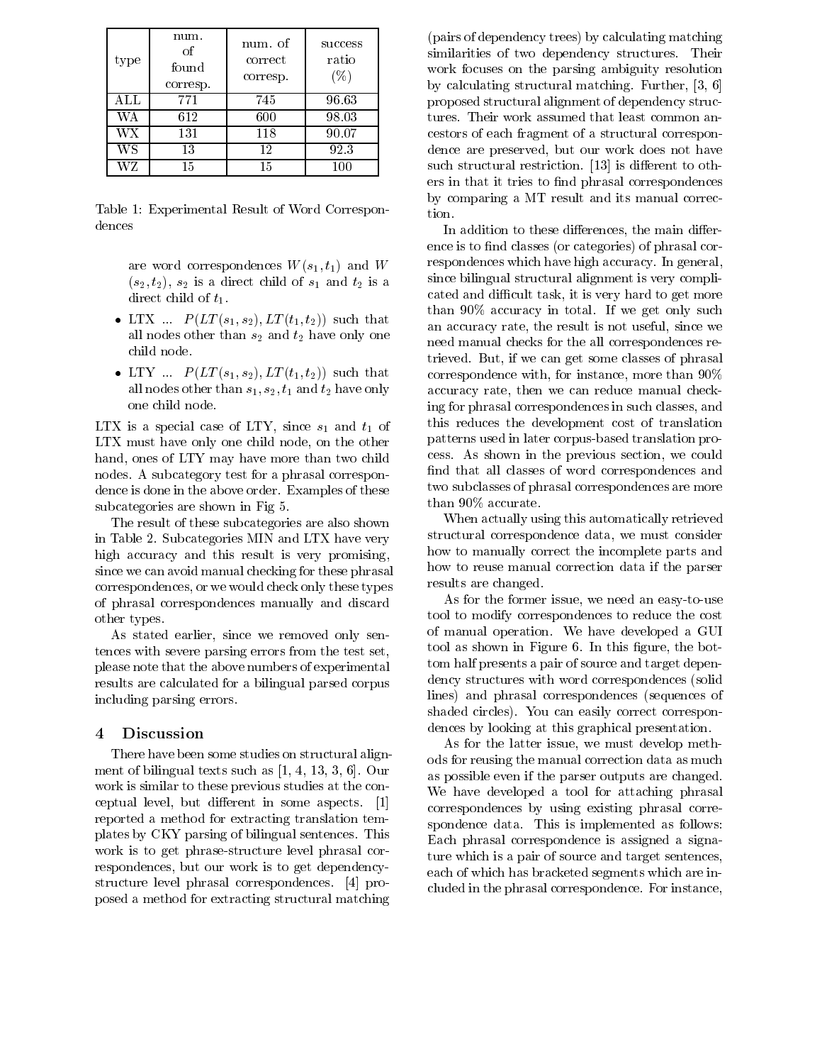| type | num. of found corresp. | num. of correct corresp. | success ratio (%) |
|---|---|---|---|
| ALL | 771 | 745 | 96.63 |
| WA | 612 | 600 | 98.03 |
| WX | 131 | 118 | 90.07 |
| WS | 13 | 12 | 92.3 |
| WZ | 15 | 15 | 100 |

Table 1: Experimental Result of Word Correspondences

are word correspondences $W(s_1, t_1)$ and $W(s_2, t_2)$, $s_2$ is a direct child of $s_1$ and $t_2$ is a direct child of $t_1$.

- LTX ... $P(LT(s_1, s_2), LT(t_1, t_2))$ such that all nodes other than $s_2$ and $t_2$ have only one child node.
- LTY ... $P(LT(s_1, s_2), LT(t_1, t_2))$ such that all nodes other than $s_1, s_2, t_1$ and $t_2$ have only one child node.

LTX is a special case of LTY, since $s_1$ and $t_1$ of LTX must have only one child node, on the other hand, ones of LTY may have more than two child nodes. A subcategory test for a phrasal correspondence is done in the above order. Examples of these subcategories are shown in Fig 5.

The result of these subcategories are also shown in Table 2. Subcategories MIN and LTX have very high accuracy and this result is very promising, since we can avoid manual checking for these phrasal correspondences, or we would check only these types of phrasal correspondences manually and discard other types.

As stated earlier, since we removed only sentences with severe parsing errors from the test set, please note that the above numbers of experimental results are calculated for a bilingual parsed corpus including parsing errors.

## 4 Discussion

There have been some studies on structural alignment of bilingual texts such as [1, 4, 13, 3, 6]. Our work is similar to these previous studies at the conceptual level, but different in some aspects. [1] reported a method for extracting translation templates by CKY parsing of bilingual sentences. This work is to get phrase-structure level phrasal correspondences, but our work is to get dependency-structure level phrasal correspondences. [4] proposed a method for extracting structural matching (pairs of dependency trees) by calculating matching similarities of two dependency structures. Their work focuses on the parsing ambiguity resolution by calculating structural matching. Further, [3, 6] proposed structural alignment of dependency structures. Their work assumed that least common ancestors of each fragment of a structural correspondence are preserved, but our work does not have such structural restriction. [13] is different to others in that it tries to find phrasal correspondences by comparing a MT result and its manual correction.

In addition to these differences, the main difference is to find classes (or categories) of phrasal correspondences which have high accuracy. In general, since bilingual structural alignment is very complicated and difficult task, it is very hard to get more than 90% accuracy in total. If we get only such an accuracy rate, the result is not useful, since we need manual checks for the all correspondences retrieved. But, if we can get some classes of phrasal correspondence with, for instance, more than 90% accuracy rate, then we can reduce manual checking for phrasal correspondences in such classes, and this reduces the development cost of translation patterns used in later corpus-based translation process. As shown in the previous section, we could find that all classes of word correspondences and two subclasses of phrasal correspondences are more than 90% accurate.

When actually using this automatically retrieved structural correspondence data, we must consider how to manually correct the incomplete parts and how to reuse manual correction data if the parser results are changed.

As for the former issue, we need an easy-to-use tool to modify correspondences to reduce the cost of manual operation. We have developed a GUI tool as shown in Figure 6. In this figure, the bottom half presents a pair of source and target dependency structures with word correspondences (solid lines) and phrasal correspondences (sequences of shaded circles). You can easily correct correspondences by looking at this graphical presentation.

As for the latter issue, we must develop methods for reusing the manual correction data as much as possible even if the parser outputs are changed. We have developed a tool for attaching phrasal correspondences by using existing phrasal correspondence data. This is implemented as follows: Each phrasal correspondence is assigned a signature which is a pair of source and target sentences, each of which has bracketed segments which are included in the phrasal correspondence. For instance,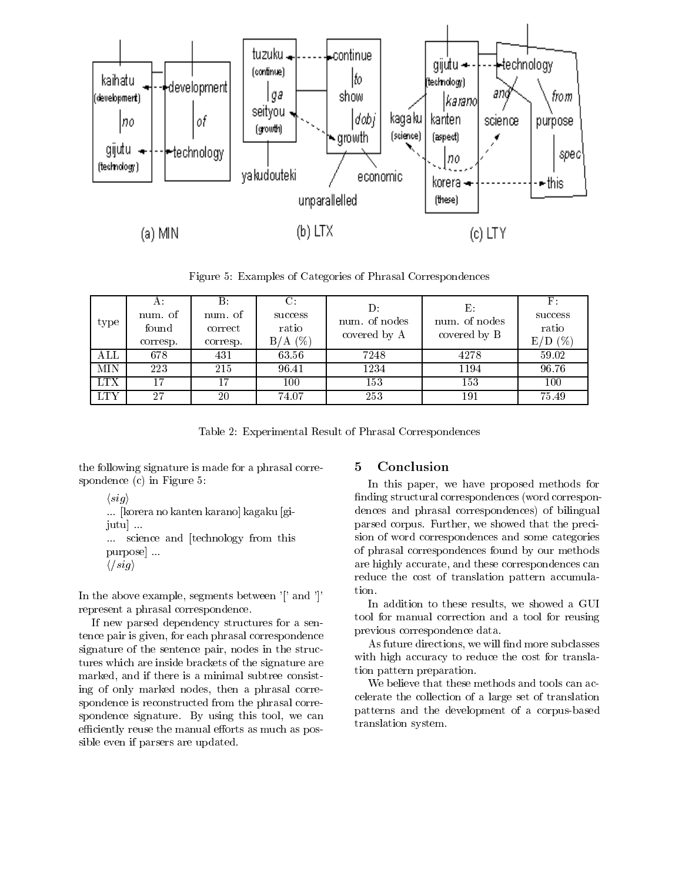Figure 5: Examples of Categories of Phrasal Correspondences

| type | A: num. of found corresp. | B: num. of correct corresp. | C: success ratio B/A (%) | D: num. of nodes covered by A | E: num. of nodes covered by B | F: success ratio E/D (%) |
|---|---|---|---|---|---|---|
| ALL | 678 | 431 | 63.56 | 7248 | 4278 | 59.02 |
| MIN | 223 | 215 | 96.41 | 1234 | 1194 | 96.76 |
| LTX | 17 | 17 | 100 | 153 | 153 | 100 |
| LTY | 27 | 20 | 74.07 | 253 | 191 | 75.49 |

Table 2: Experimental Result of Phrasal Correspondences

the following signature is made for a phrasal correspondence (c) in Figure 5:

> ⟨*sig*⟩
> ... [korera no kanten karano] kagaku [gijutu] ...
> ... science and [technology from this purpose] ...
> ⟨/*sig*⟩

In the above example, segments between '[' and ']' represent a phrasal correspondence.

If new parsed dependency structures for a sentence pair is given, for each phrasal correspondence signature of the sentence pair, nodes in the structures which are inside brackets of the signature are marked, and if there is a minimal subtree consisting of only marked nodes, then a phrasal correspondence is reconstructed from the phrasal correspondence signature. By using this tool, we can efficiently reuse the manual efforts as much as possible even if parsers are updated.

## 5 Conclusion

In this paper, we have proposed methods for finding structural correspondences (word correspondences and phrasal correspondences) of bilingual parsed corpus. Further, we showed that the precision of word correspondences and some categories of phrasal correspondences found by our methods are highly accurate, and these correspondences can reduce the cost of translation pattern accumulation.

In addition to these results, we showed a GUI tool for manual correction and a tool for reusing previous correspondence data.

As future directions, we will find more subclasses with high accuracy to reduce the cost for translation pattern preparation.

We believe that these methods and tools can accelerate the collection of a large set of translation patterns and the development of a corpus-based translation system.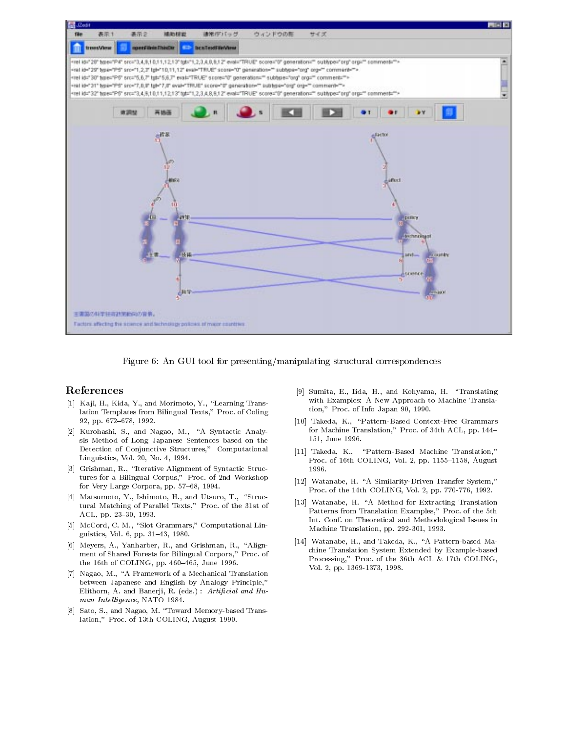Figure 6: An GUI tool for presenting/manipulating structural correspondences

## References

[1] Kaji, H., Kida, Y., and Morimoto, Y., "Learning Translation Templates from Bilingual Texts," Proc. of Coling 92, pp. 672–678, 1992.

[2] Kurohashi, S., and Nagao, M., "A Syntactic Analysis Method of Long Japanese Sentences based on the Detection of Conjunctive Structures," Computational Linguistics, Vol. 20, No. 4, 1994.

[3] Grishman, R., "Iterative Alignment of Syntactic Structures for a Bilingual Corpus," Proc. of 2nd Workshop for Very Large Corpora, pp. 57–68, 1994.

[4] Matsumoto, Y., Ishimoto, H., and Utsuro, T., "Structural Matching of Parallel Texts," Proc. of the 31st of ACL, pp. 23–30, 1993.

[5] McCord, C. M., "Slot Grammars," Computational Linguistics, Vol. 6, pp. 31–43, 1980.

[6] Meyers, A., Yanharber, R., and Grishman, R., "Alignment of Shared Forests for Bilingual Corpora," Proc. of the 16th of COLING, pp. 460–465, June 1996.

[7] Nagao, M., "A Framework of a Mechanical Translation between Japanese and English by Analogy Principle," Elithorn, A. and Banerji, R. (eds.) : *Artificial and Human Intelligence*, NATO 1984.

[8] Sato, S., and Nagao, M. "Toward Memory-based Translation," Proc. of 13th COLING, August 1990.

[9] Sumita, E., Iida, H., and Kohyama, H. "Translating with Examples: A New Approach to Machine Translation," Proc. of Info Japan 90, 1990.

[10] Takeda, K., "Pattern-Based Context-Free Grammars for Machine Translation," Proc. of 34th ACL, pp. 144–151, June 1996.

[11] Takeda, K., "Pattern-Based Machine Translation," Proc. of 16th COLING, Vol. 2, pp. 1155–1158, August 1996.

[12] Watanabe, H. "A Similarity-Driven Transfer System," Proc. of the 14th COLING, Vol. 2, pp. 770-776, 1992.

[13] Watanabe, H. "A Method for Extracting Translation Patterns from Translation Examples," Proc. of the 5th Int. Conf. on Theoretical and Methodological Issues in Machine Translation, pp. 292-301, 1993.

[14] Watanabe, H., and Takeda, K., "A Pattern-based Machine Translation System Extended by Example-based Processing," Proc. of the 36th ACL & 17th COLING, Vol. 2, pp. 1369-1373, 1998.